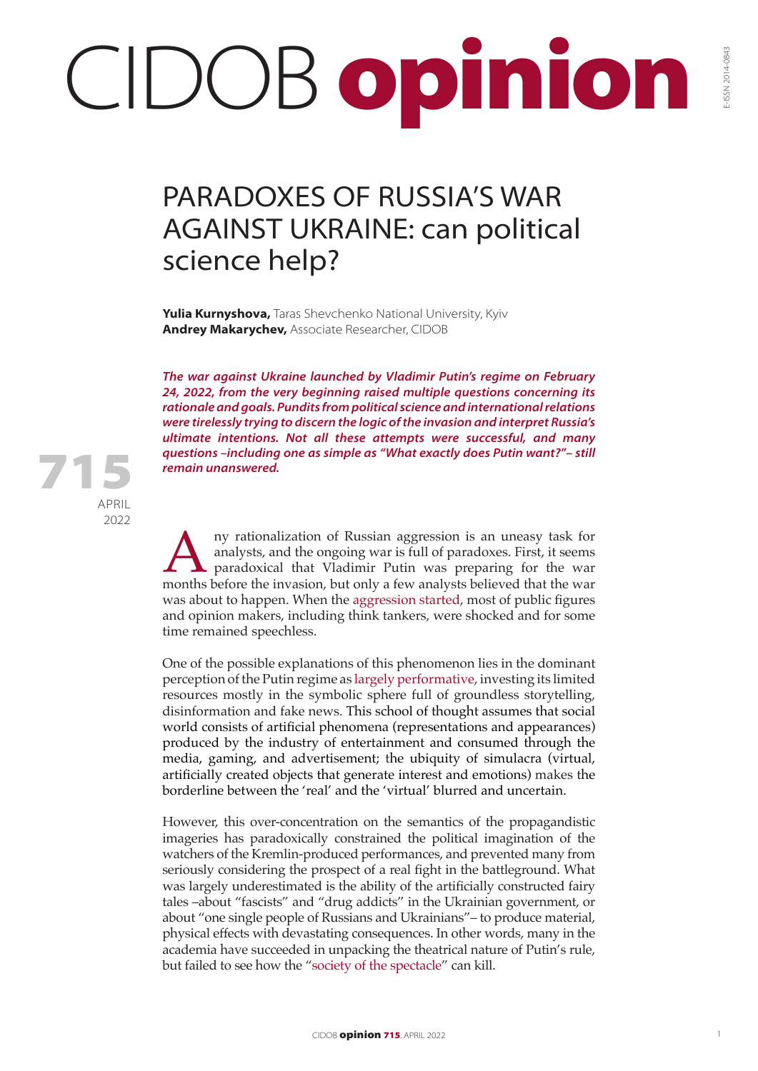# CIDOB opinion

E-ISSN 2014-0843

# PARADOXES OF RUSSIA'S WAR AGAINST UKRAINE: can political science help?

**Yulia Kurnyshova,** Taras Shevchenko National University, Kyiv
**Andrey Makarychev,** Associate Researcher, CIDOB

***The war against Ukraine launched by Vladimir Putin's regime on February 24, 2022, from the very beginning raised multiple questions concerning its rationale and goals. Pundits from political science and international relations were tirelessly trying to discern the logic of the invasion and interpret Russia's ultimate intentions. Not all these attempts were successful, and many questions –including one as simple as "What exactly does Putin want?"– still remain unanswered.***

**715**
APRIL
2022

Any rationalization of Russian aggression is an uneasy task for analysts, and the ongoing war is full of paradoxes. First, it seems paradoxical that Vladimir Putin was preparing for the war months before the invasion, but only a few analysts believed that the war was about to happen. When the aggression started, most of public figures and opinion makers, including think tankers, were shocked and for some time remained speechless.

One of the possible explanations of this phenomenon lies in the dominant perception of the Putin regime as largely performative, investing its limited resources mostly in the symbolic sphere full of groundless storytelling, disinformation and fake news. This school of thought assumes that social world consists of artificial phenomena (representations and appearances) produced by the industry of entertainment and consumed through the media, gaming, and advertisement; the ubiquity of simulacra (virtual, artificially created objects that generate interest and emotions) makes the borderline between the 'real' and the 'virtual' blurred and uncertain.

However, this over-concentration on the semantics of the propagandistic imageries has paradoxically constrained the political imagination of the watchers of the Kremlin-produced performances, and prevented many from seriously considering the prospect of a real fight in the battleground. What was largely underestimated is the ability of the artificially constructed fairy tales –about "fascists" and "drug addicts" in the Ukrainian government, or about "one single people of Russians and Ukrainians"– to produce material, physical effects with devastating consequences. In other words, many in the academia have succeeded in unpacking the theatrical nature of Putin's rule, but failed to see how the "society of the spectacle" can kill.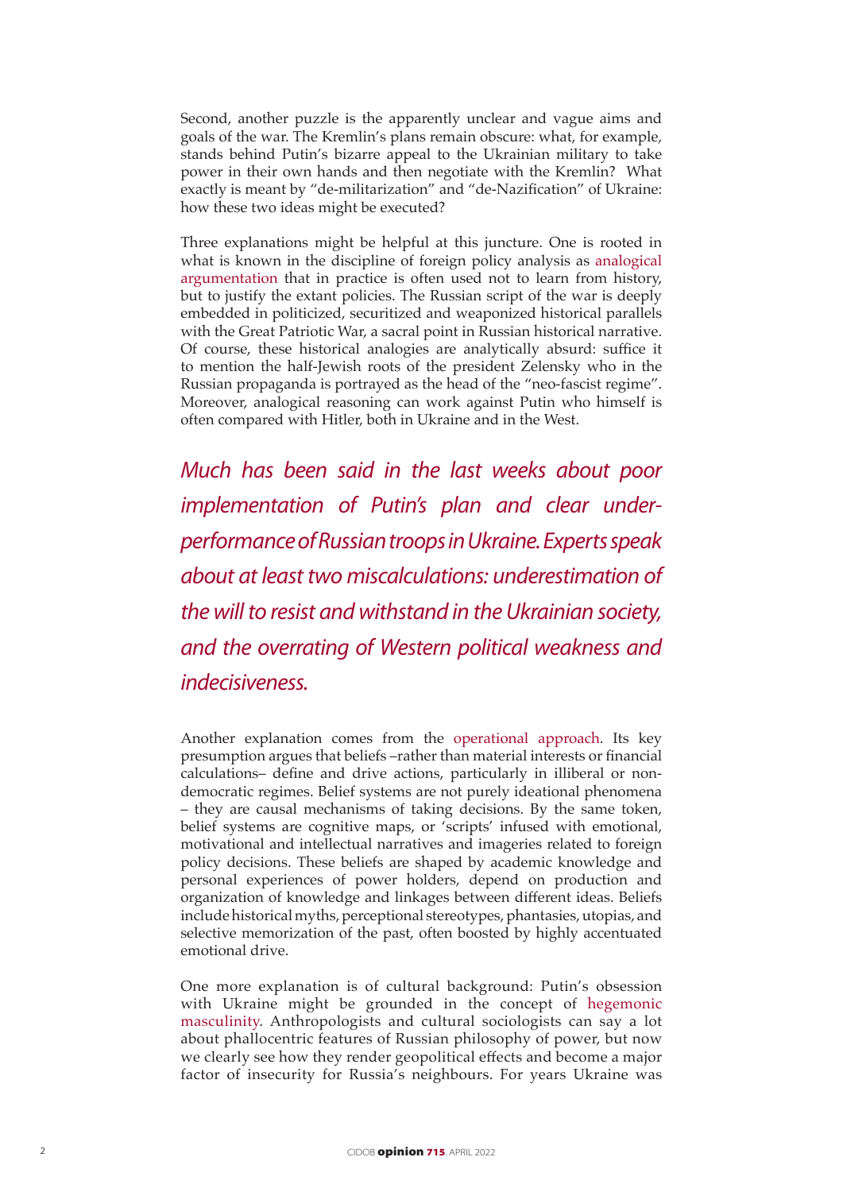Second, another puzzle is the apparently unclear and vague aims and goals of the war. The Kremlin's plans remain obscure: what, for example, stands behind Putin's bizarre appeal to the Ukrainian military to take power in their own hands and then negotiate with the Kremlin? What exactly is meant by "de-militarization" and "de-Nazification" of Ukraine: how these two ideas might be executed?

Three explanations might be helpful at this juncture. One is rooted in what is known in the discipline of foreign policy analysis as analogical argumentation that in practice is often used not to learn from history, but to justify the extant policies. The Russian script of the war is deeply embedded in politicized, securitized and weaponized historical parallels with the Great Patriotic War, a sacral point in Russian historical narrative. Of course, these historical analogies are analytically absurd: suffice it to mention the half-Jewish roots of the president Zelensky who in the Russian propaganda is portrayed as the head of the "neo-fascist regime". Moreover, analogical reasoning can work against Putin who himself is often compared with Hitler, both in Ukraine and in the West.

*Much has been said in the last weeks about poor implementation of Putin's plan and clear under-performance of Russian troops in Ukraine. Experts speak about at least two miscalculations: underestimation of the will to resist and withstand in the Ukrainian society, and the overrating of Western political weakness and indecisiveness.*

Another explanation comes from the operational approach. Its key presumption argues that beliefs –rather than material interests or financial calculations– define and drive actions, particularly in illiberal or non-democratic regimes. Belief systems are not purely ideational phenomena – they are causal mechanisms of taking decisions. By the same token, belief systems are cognitive maps, or 'scripts' infused with emotional, motivational and intellectual narratives and imageries related to foreign policy decisions. These beliefs are shaped by academic knowledge and personal experiences of power holders, depend on production and organization of knowledge and linkages between different ideas. Beliefs include historical myths, perceptional stereotypes, phantasies, utopias, and selective memorization of the past, often boosted by highly accentuated emotional drive.

One more explanation is of cultural background: Putin's obsession with Ukraine might be grounded in the concept of hegemonic masculinity. Anthropologists and cultural sociologists can say a lot about phallocentric features of Russian philosophy of power, but now we clearly see how they render geopolitical effects and become a major factor of insecurity for Russia's neighbours. For years Ukraine was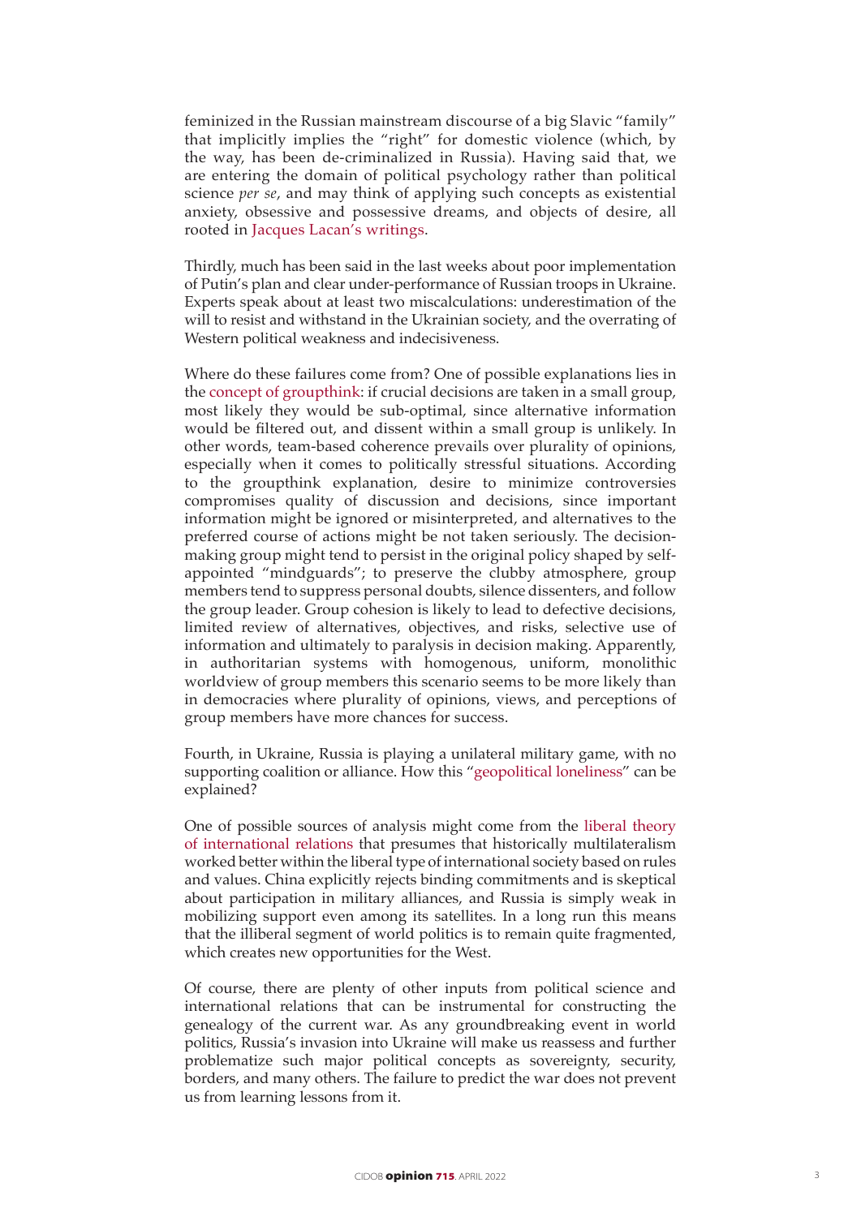feminized in the Russian mainstream discourse of a big Slavic "family" that implicitly implies the "right" for domestic violence (which, by the way, has been de-criminalized in Russia). Having said that, we are entering the domain of political psychology rather than political science *per se*, and may think of applying such concepts as existential anxiety, obsessive and possessive dreams, and objects of desire, all rooted in Jacques Lacan's writings.

Thirdly, much has been said in the last weeks about poor implementation of Putin's plan and clear under-performance of Russian troops in Ukraine. Experts speak about at least two miscalculations: underestimation of the will to resist and withstand in the Ukrainian society, and the overrating of Western political weakness and indecisiveness.

Where do these failures come from? One of possible explanations lies in the concept of groupthink: if crucial decisions are taken in a small group, most likely they would be sub-optimal, since alternative information would be filtered out, and dissent within a small group is unlikely. In other words, team-based coherence prevails over plurality of opinions, especially when it comes to politically stressful situations. According to the groupthink explanation, desire to minimize controversies compromises quality of discussion and decisions, since important information might be ignored or misinterpreted, and alternatives to the preferred course of actions might be not taken seriously. The decision-making group might tend to persist in the original policy shaped by self-appointed "mindguards"; to preserve the clubby atmosphere, group members tend to suppress personal doubts, silence dissenters, and follow the group leader. Group cohesion is likely to lead to defective decisions, limited review of alternatives, objectives, and risks, selective use of information and ultimately to paralysis in decision making. Apparently, in authoritarian systems with homogenous, uniform, monolithic worldview of group members this scenario seems to be more likely than in democracies where plurality of opinions, views, and perceptions of group members have more chances for success.

Fourth, in Ukraine, Russia is playing a unilateral military game, with no supporting coalition or alliance. How this "geopolitical loneliness" can be explained?

One of possible sources of analysis might come from the liberal theory of international relations that presumes that historically multilateralism worked better within the liberal type of international society based on rules and values. China explicitly rejects binding commitments and is skeptical about participation in military alliances, and Russia is simply weak in mobilizing support even among its satellites. In a long run this means that the illiberal segment of world politics is to remain quite fragmented, which creates new opportunities for the West.

Of course, there are plenty of other inputs from political science and international relations that can be instrumental for constructing the genealogy of the current war. As any groundbreaking event in world politics, Russia's invasion into Ukraine will make us reassess and further problematize such major political concepts as sovereignty, security, borders, and many others. The failure to predict the war does not prevent us from learning lessons from it.